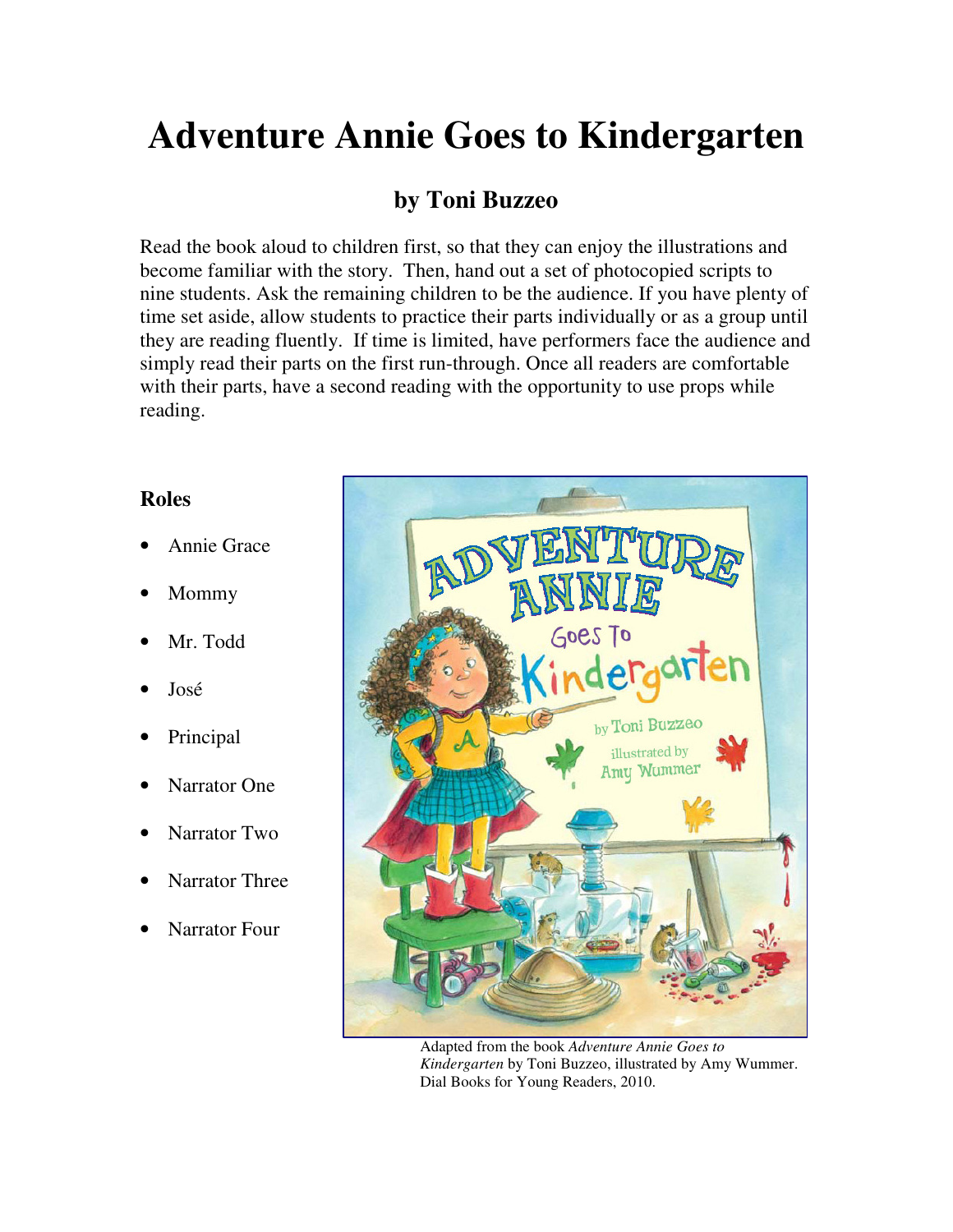# Adventure Annie Goes to Kindergarten

## by Toni Buzzeo

Read the book aloud to children first, so that they can enjoy the illustrations and become familiar with the story. Then, hand out a set of photocopied scripts to nine students. Ask the remaining children to be the audience. If you have plenty of time set aside, allow students to practice their parts individually or as a group until they are reading fluently. If time is limited, have performers face the audience and simply read their parts on the first run-through. Once all readers are comfortable with their parts, have a second reading with the opportunity to use props while reading.

### Roles

- Annie Grace
- Mommy
- Mr. Todd
- José
- Principal
- Narrator One
- Narrator Two
- Narrator Three
- Narrator Four

Adapted from the book *Adventure Annie Goes to Kindergarten* by Toni Buzzeo, illustrated by Amy Wummer. Dial Books for Young Readers, 2010.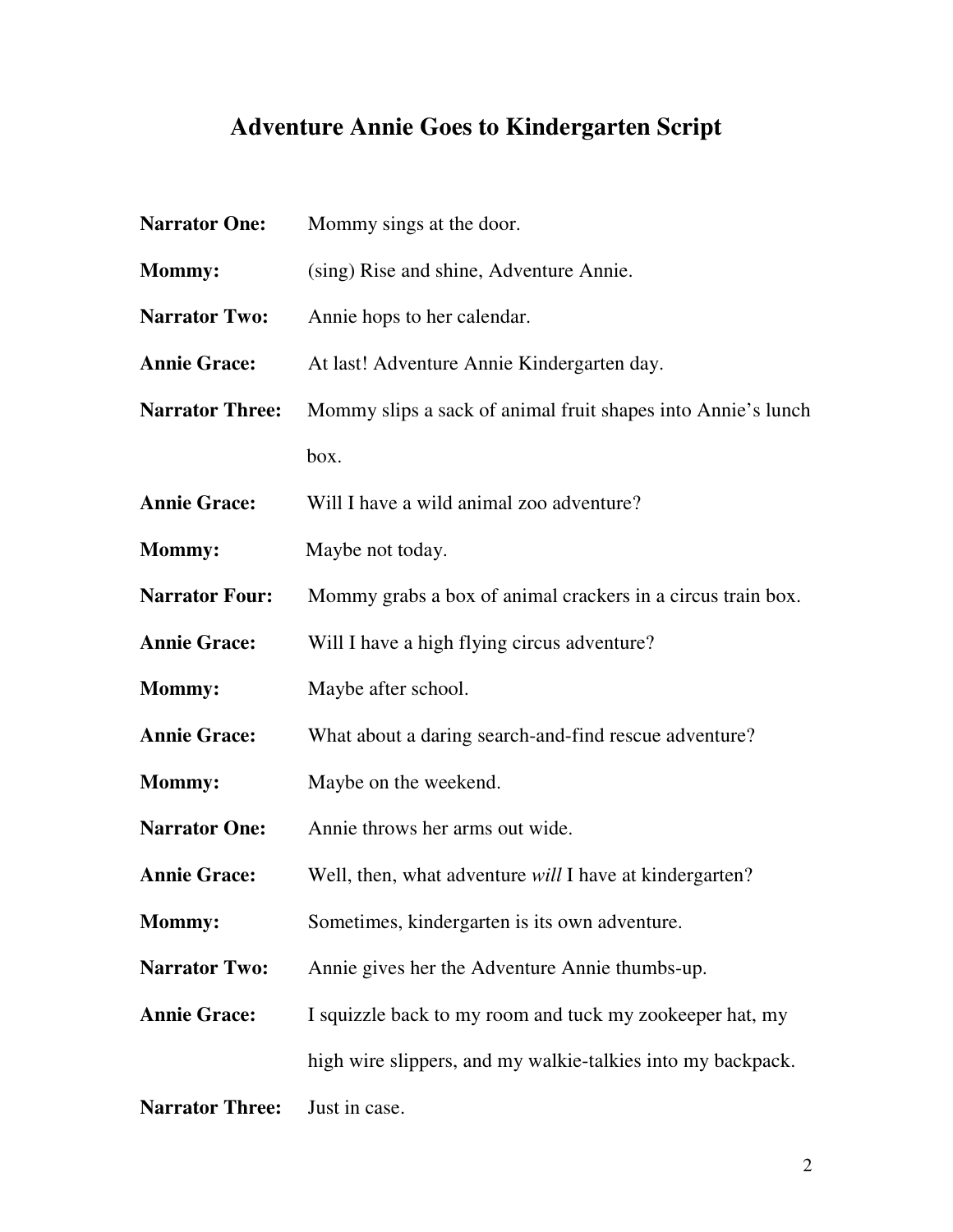# Adventure Annie Goes to Kindergarten Script

**Narrator One:** Mommy sings at the door.

**Mommy:** (sing) Rise and shine, Adventure Annie.

**Narrator Two:** Annie hops to her calendar.

**Annie Grace:** At last! Adventure Annie Kindergarten day.

**Narrator Three:** Mommy slips a sack of animal fruit shapes into Annie's lunch box.

**Annie Grace:** Will I have a wild animal zoo adventure?

**Mommy:** Maybe not today.

**Narrator Four:** Mommy grabs a box of animal crackers in a circus train box.

**Annie Grace:** Will I have a high flying circus adventure?

**Mommy:** Maybe after school.

**Annie Grace:** What about a daring search-and-find rescue adventure?

**Mommy:** Maybe on the weekend.

**Narrator One:** Annie throws her arms out wide.

**Annie Grace:** Well, then, what adventure *will* I have at kindergarten?

**Mommy:** Sometimes, kindergarten is its own adventure.

**Narrator Two:** Annie gives her the Adventure Annie thumbs-up.

**Annie Grace:** I squizzle back to my room and tuck my zookeeper hat, my high wire slippers, and my walkie-talkies into my backpack.

**Narrator Three:** Just in case.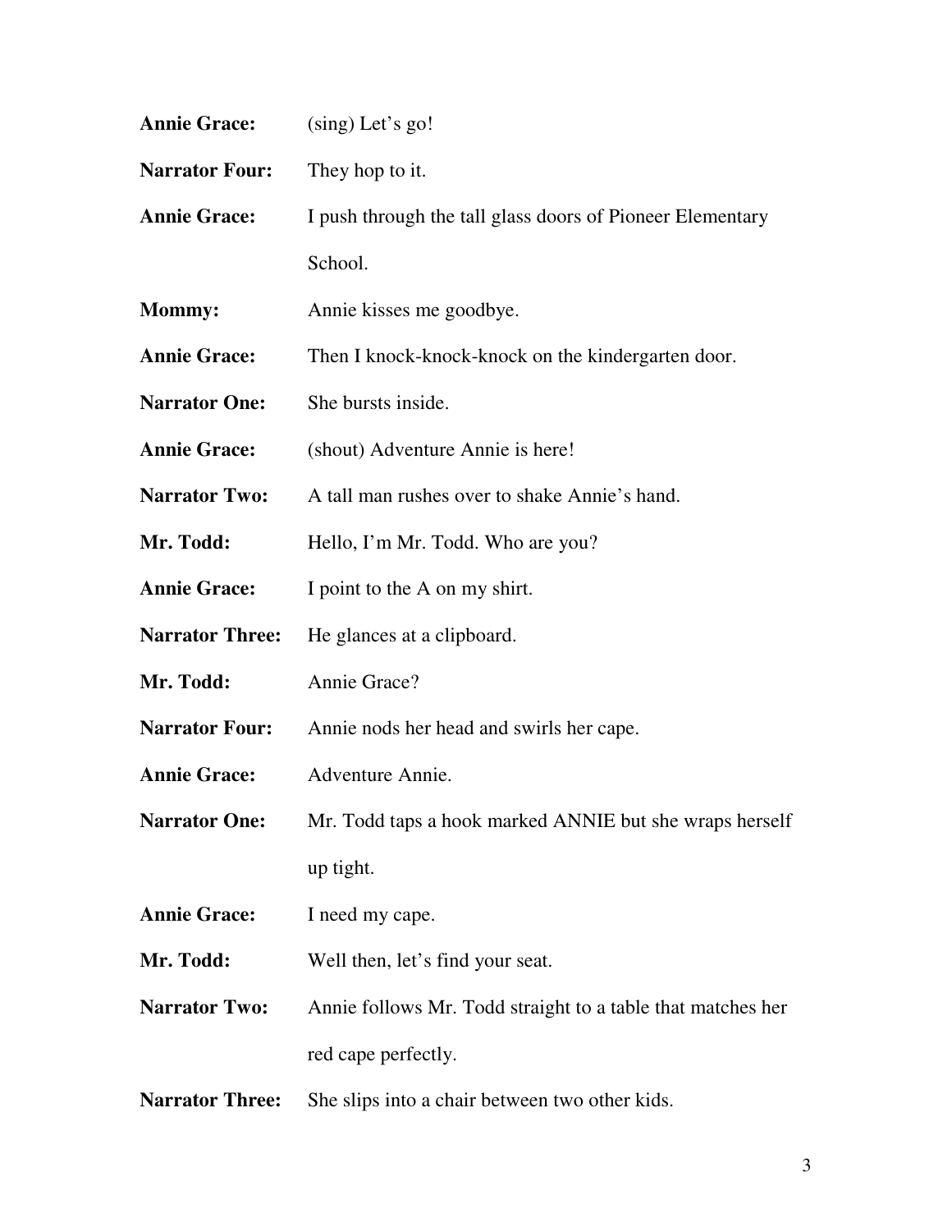**Annie Grace:** (sing) Let's go!

**Narrator Four:** They hop to it.

**Annie Grace:** I push through the tall glass doors of Pioneer Elementary School.

**Mommy:** Annie kisses me goodbye.

**Annie Grace:** Then I knock-knock-knock on the kindergarten door.

**Narrator One:** She bursts inside.

**Annie Grace:** (shout) Adventure Annie is here!

**Narrator Two:** A tall man rushes over to shake Annie's hand.

**Mr. Todd:** Hello, I'm Mr. Todd. Who are you?

**Annie Grace:** I point to the A on my shirt.

**Narrator Three:** He glances at a clipboard.

**Mr. Todd:** Annie Grace?

**Narrator Four:** Annie nods her head and swirls her cape.

**Annie Grace:** Adventure Annie.

**Narrator One:** Mr. Todd taps a hook marked ANNIE but she wraps herself up tight.

**Annie Grace:** I need my cape.

**Mr. Todd:** Well then, let's find your seat.

**Narrator Two:** Annie follows Mr. Todd straight to a table that matches her red cape perfectly.

**Narrator Three:** She slips into a chair between two other kids.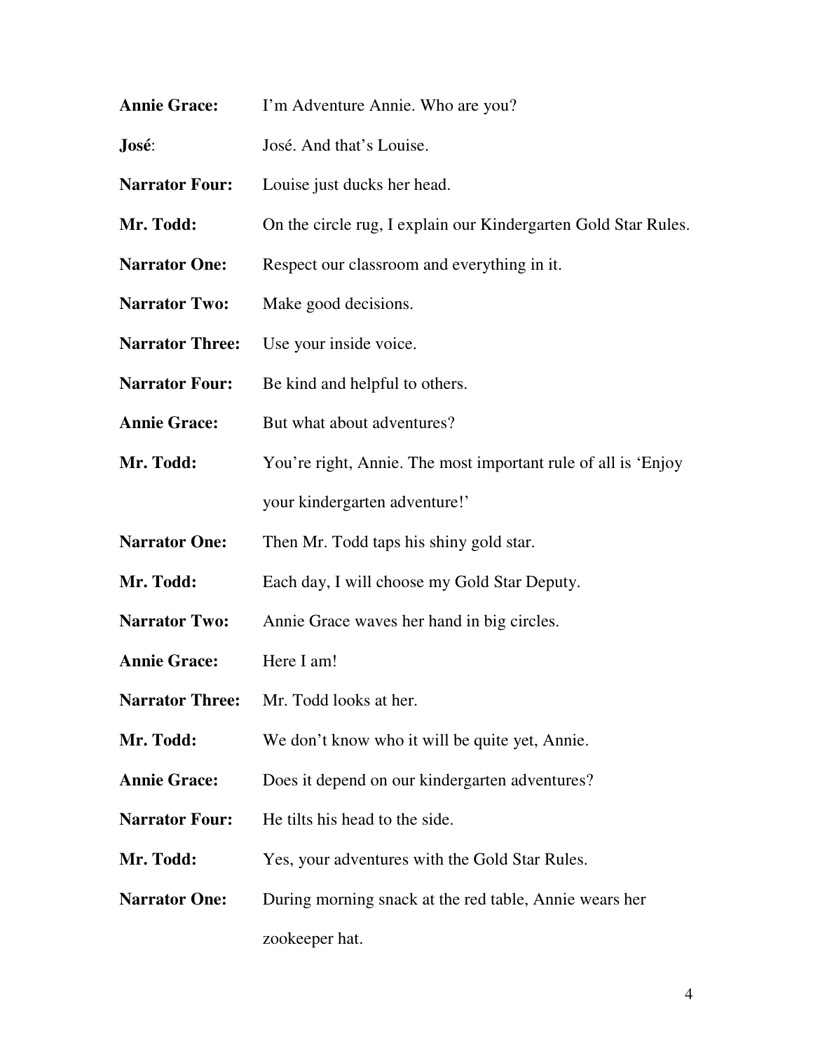**Annie Grace:** I'm Adventure Annie. Who are you?

**José**: José. And that's Louise.

**Narrator Four:** Louise just ducks her head.

**Mr. Todd:** On the circle rug, I explain our Kindergarten Gold Star Rules.

**Narrator One:** Respect our classroom and everything in it.

**Narrator Two:** Make good decisions.

**Narrator Three:** Use your inside voice.

**Narrator Four:** Be kind and helpful to others.

**Annie Grace:** But what about adventures?

**Mr. Todd:** You're right, Annie. The most important rule of all is 'Enjoy your kindergarten adventure!'

**Narrator One:** Then Mr. Todd taps his shiny gold star.

**Mr. Todd:** Each day, I will choose my Gold Star Deputy.

**Narrator Two:** Annie Grace waves her hand in big circles.

**Annie Grace:** Here I am!

**Narrator Three:** Mr. Todd looks at her.

**Mr. Todd:** We don't know who it will be quite yet, Annie.

**Annie Grace:** Does it depend on our kindergarten adventures?

**Narrator Four:** He tilts his head to the side.

**Mr. Todd:** Yes, your adventures with the Gold Star Rules.

**Narrator One:** During morning snack at the red table, Annie wears her zookeeper hat.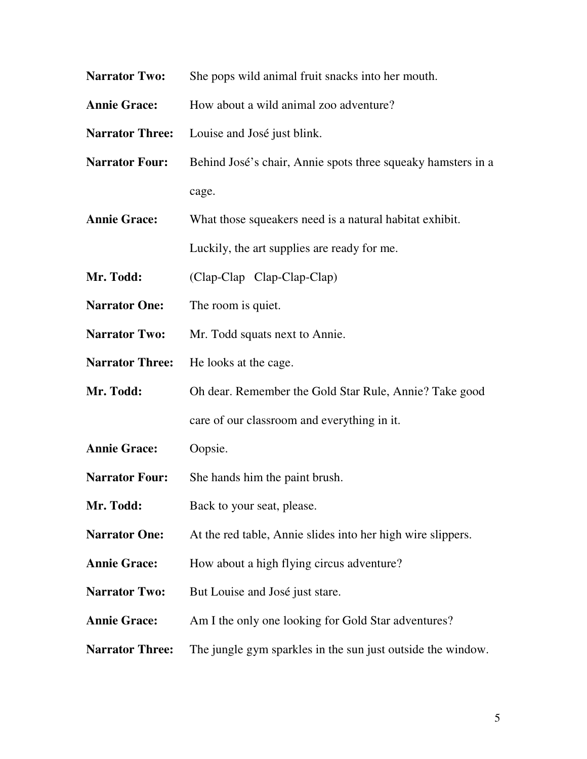**Narrator Two:** She pops wild animal fruit snacks into her mouth.

**Annie Grace:** How about a wild animal zoo adventure?

**Narrator Three:** Louise and José just blink.

**Narrator Four:** Behind José's chair, Annie spots three squeaky hamsters in a cage.

**Annie Grace:** What those squeakers need is a natural habitat exhibit. Luckily, the art supplies are ready for me.

**Mr. Todd:** (Clap-Clap Clap-Clap-Clap)

**Narrator One:** The room is quiet.

**Narrator Two:** Mr. Todd squats next to Annie.

**Narrator Three:** He looks at the cage.

**Mr. Todd:** Oh dear. Remember the Gold Star Rule, Annie? Take good care of our classroom and everything in it.

**Annie Grace:** Oopsie.

**Narrator Four:** She hands him the paint brush.

**Mr. Todd:** Back to your seat, please.

**Narrator One:** At the red table, Annie slides into her high wire slippers.

**Annie Grace:** How about a high flying circus adventure?

**Narrator Two:** But Louise and José just stare.

**Annie Grace:** Am I the only one looking for Gold Star adventures?

**Narrator Three:** The jungle gym sparkles in the sun just outside the window.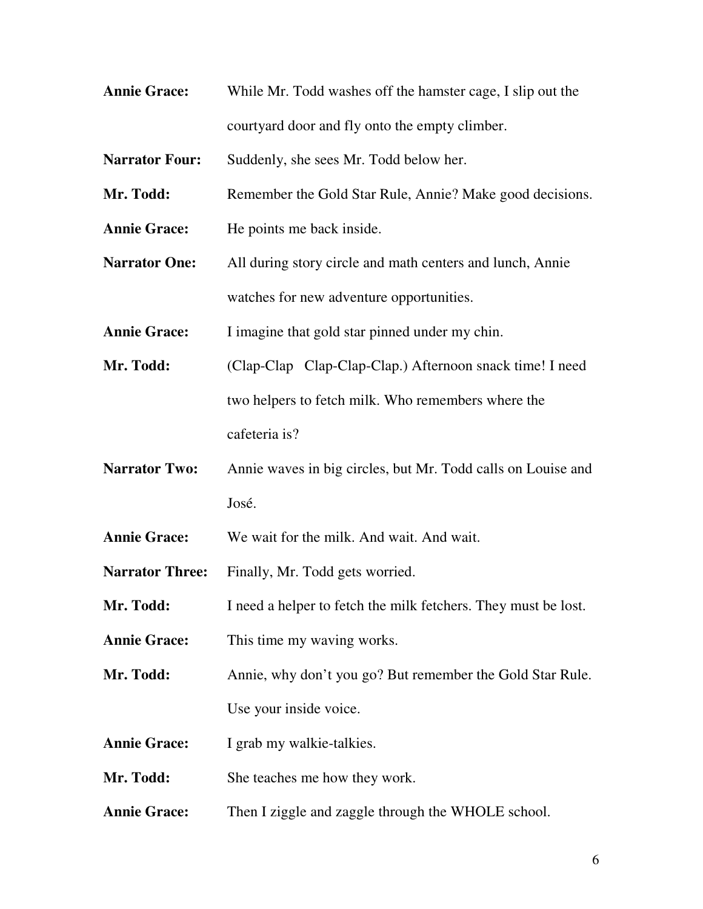**Annie Grace:** While Mr. Todd washes off the hamster cage, I slip out the courtyard door and fly onto the empty climber.

**Narrator Four:** Suddenly, she sees Mr. Todd below her.

**Mr. Todd:** Remember the Gold Star Rule, Annie? Make good decisions.

**Annie Grace:** He points me back inside.

**Narrator One:** All during story circle and math centers and lunch, Annie watches for new adventure opportunities.

**Annie Grace:** I imagine that gold star pinned under my chin.

**Mr. Todd:** (Clap-Clap Clap-Clap-Clap.) Afternoon snack time! I need two helpers to fetch milk. Who remembers where the cafeteria is?

**Narrator Two:** Annie waves in big circles, but Mr. Todd calls on Louise and José.

**Annie Grace:** We wait for the milk. And wait. And wait.

**Narrator Three:** Finally, Mr. Todd gets worried.

**Mr. Todd:** I need a helper to fetch the milk fetchers. They must be lost.

**Annie Grace:** This time my waving works.

**Mr. Todd:** Annie, why don't you go? But remember the Gold Star Rule. Use your inside voice.

**Annie Grace:** I grab my walkie-talkies.

**Mr. Todd:** She teaches me how they work.

**Annie Grace:** Then I ziggle and zaggle through the WHOLE school.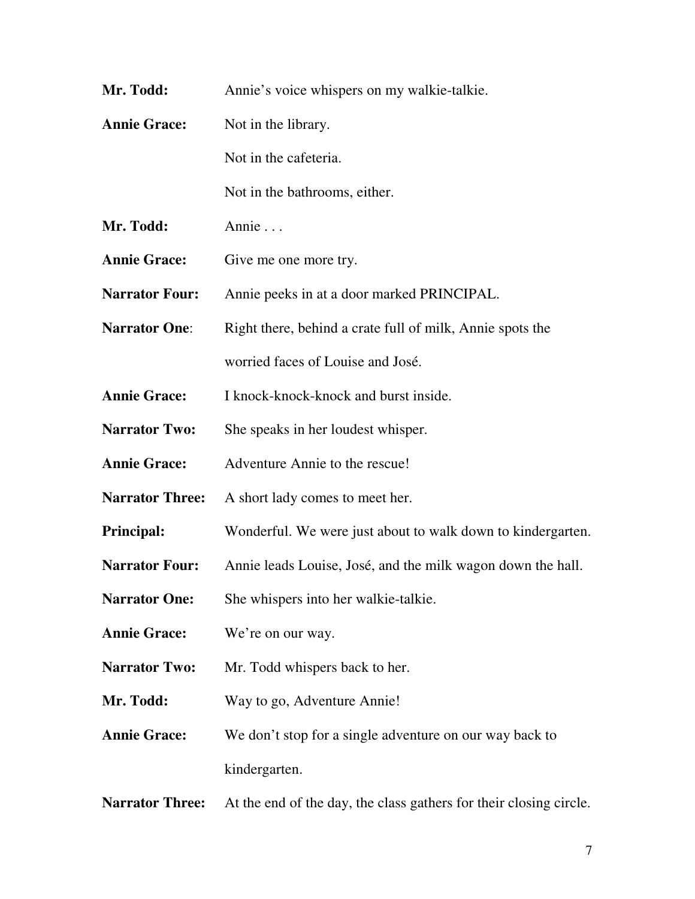**Mr. Todd:** Annie's voice whispers on my walkie-talkie.

**Annie Grace:** Not in the library.

Not in the cafeteria.

Not in the bathrooms, either.

**Mr. Todd:** Annie . . .

**Annie Grace:** Give me one more try.

**Narrator Four:** Annie peeks in at a door marked PRINCIPAL.

**Narrator One**: Right there, behind a crate full of milk, Annie spots the worried faces of Louise and José.

**Annie Grace:** I knock-knock-knock and burst inside.

**Narrator Two:** She speaks in her loudest whisper.

**Annie Grace:** Adventure Annie to the rescue!

**Narrator Three:** A short lady comes to meet her.

**Principal:** Wonderful. We were just about to walk down to kindergarten.

**Narrator Four:** Annie leads Louise, José, and the milk wagon down the hall.

**Narrator One:** She whispers into her walkie-talkie.

**Annie Grace:** We're on our way.

**Narrator Two:** Mr. Todd whispers back to her.

**Mr. Todd:** Way to go, Adventure Annie!

**Annie Grace:** We don't stop for a single adventure on our way back to kindergarten.

**Narrator Three:** At the end of the day, the class gathers for their closing circle.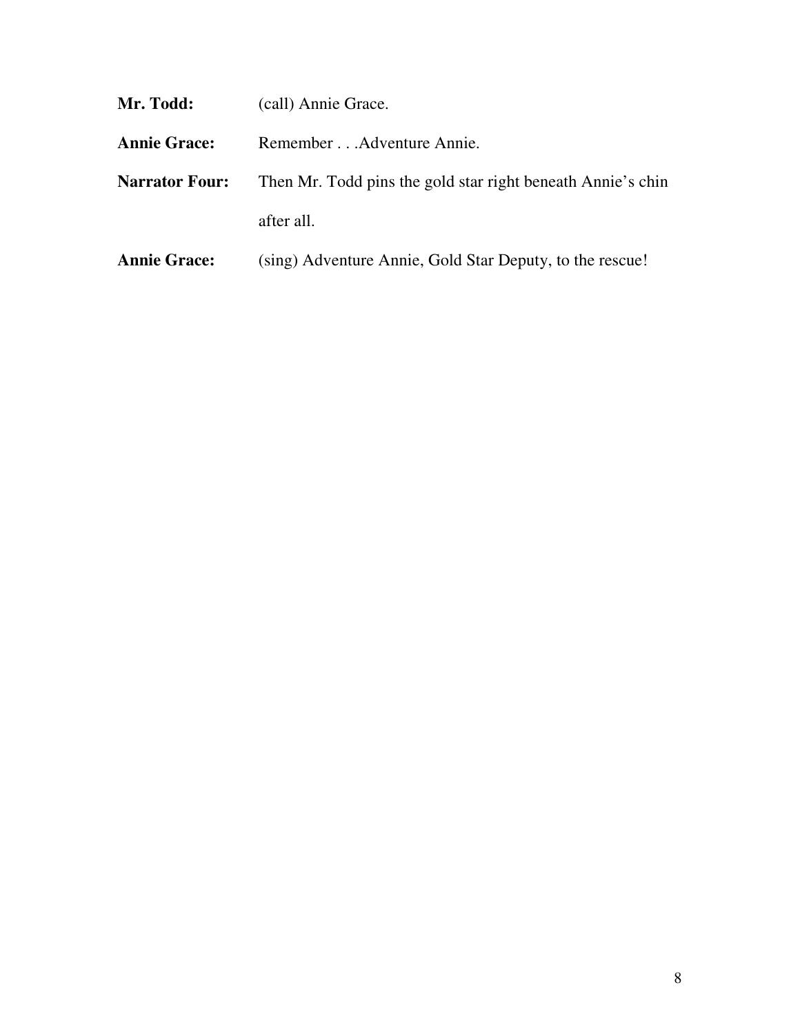**Mr. Todd:** (call) Annie Grace.

**Annie Grace:** Remember . . .Adventure Annie.

**Narrator Four:** Then Mr. Todd pins the gold star right beneath Annie's chin after all.

**Annie Grace:** (sing) Adventure Annie, Gold Star Deputy, to the rescue!